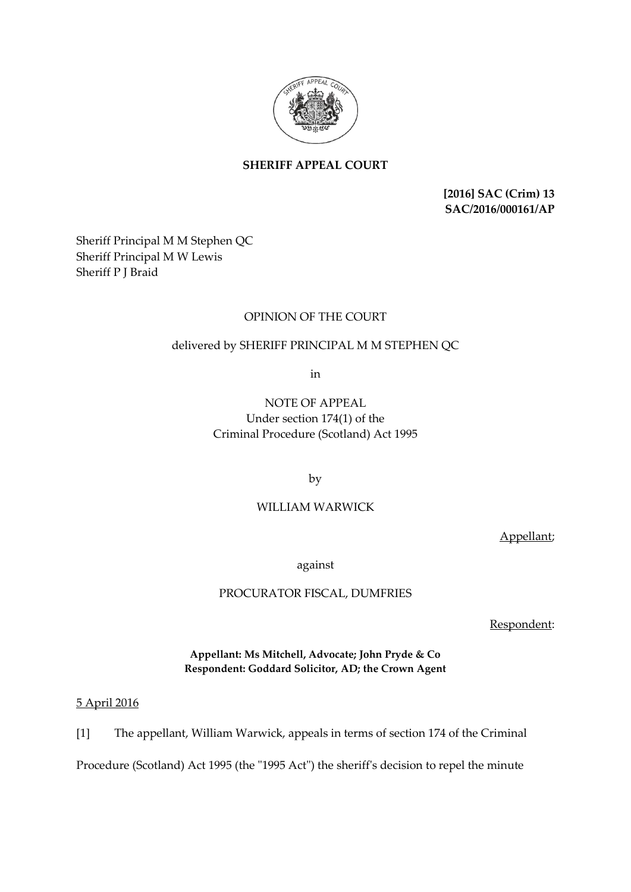**SHERIFF APPEAL COURT**

**[2016] SAC (Crim) 13**
**SAC/2016/000161/AP**

Sheriff Principal M M Stephen QC
Sheriff Principal M W Lewis
Sheriff P J Braid

OPINION OF THE COURT

delivered by SHERIFF PRINCIPAL M M STEPHEN QC

in

NOTE OF APPEAL
Under section 174(1) of the
Criminal Procedure (Scotland) Act 1995

by

WILLIAM WARWICK

Appellant;

against

PROCURATOR FISCAL, DUMFRIES

Respondent:

**Appellant: Ms Mitchell, Advocate; John Pryde & Co**
**Respondent: Goddard Solicitor, AD; the Crown Agent**

5 April 2016

[1] The appellant, William Warwick, appeals in terms of section 174 of the Criminal Procedure (Scotland) Act 1995 (the "1995 Act") the sheriff's decision to repel the minute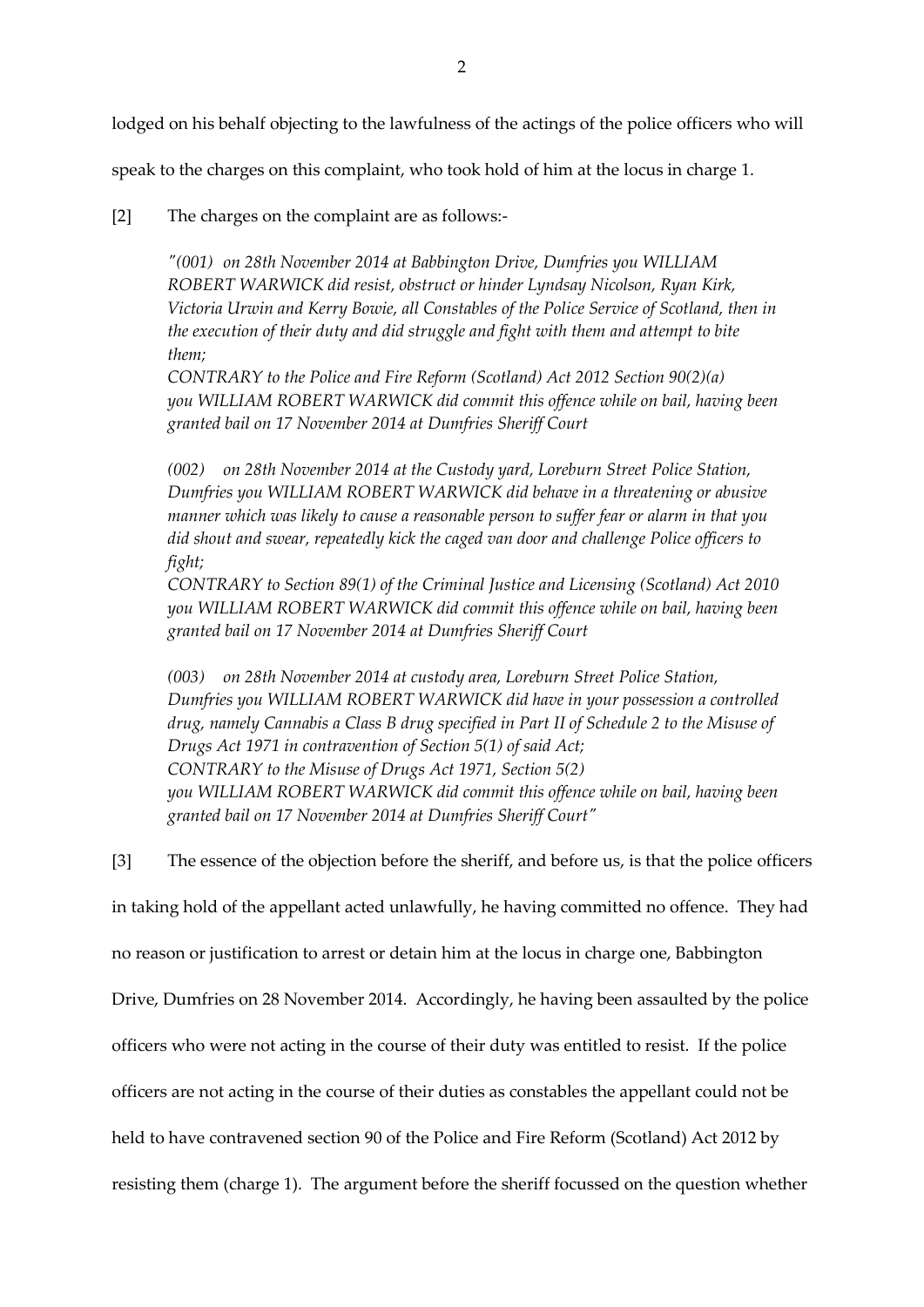lodged on his behalf objecting to the lawfulness of the actings of the police officers who will speak to the charges on this complaint, who took hold of him at the locus in charge 1.

[2] The charges on the complaint are as follows:-

> *"(001) on 28th November 2014 at Babbington Drive, Dumfries you WILLIAM ROBERT WARWICK did resist, obstruct or hinder Lyndsay Nicolson, Ryan Kirk, Victoria Urwin and Kerry Bowie, all Constables of the Police Service of Scotland, then in the execution of their duty and did struggle and fight with them and attempt to bite them;*
> *CONTRARY to the Police and Fire Reform (Scotland) Act 2012 Section 90(2)(a)*
> *you WILLIAM ROBERT WARWICK did commit this offence while on bail, having been granted bail on 17 November 2014 at Dumfries Sheriff Court*
>
> *(002) on 28th November 2014 at the Custody yard, Loreburn Street Police Station, Dumfries you WILLIAM ROBERT WARWICK did behave in a threatening or abusive manner which was likely to cause a reasonable person to suffer fear or alarm in that you did shout and swear, repeatedly kick the caged van door and challenge Police officers to fight;*
> *CONTRARY to Section 89(1) of the Criminal Justice and Licensing (Scotland) Act 2010*
> *you WILLIAM ROBERT WARWICK did commit this offence while on bail, having been granted bail on 17 November 2014 at Dumfries Sheriff Court*
>
> *(003) on 28th November 2014 at custody area, Loreburn Street Police Station, Dumfries you WILLIAM ROBERT WARWICK did have in your possession a controlled drug, namely Cannabis a Class B drug specified in Part II of Schedule 2 to the Misuse of Drugs Act 1971 in contravention of Section 5(1) of said Act;*
> *CONTRARY to the Misuse of Drugs Act 1971, Section 5(2)*
> *you WILLIAM ROBERT WARWICK did commit this offence while on bail, having been granted bail on 17 November 2014 at Dumfries Sheriff Court"*

[3] The essence of the objection before the sheriff, and before us, is that the police officers in taking hold of the appellant acted unlawfully, he having committed no offence. They had no reason or justification to arrest or detain him at the locus in charge one, Babbington Drive, Dumfries on 28 November 2014. Accordingly, he having been assaulted by the police officers who were not acting in the course of their duty was entitled to resist. If the police officers are not acting in the course of their duties as constables the appellant could not be held to have contravened section 90 of the Police and Fire Reform (Scotland) Act 2012 by resisting them (charge 1). The argument before the sheriff focussed on the question whether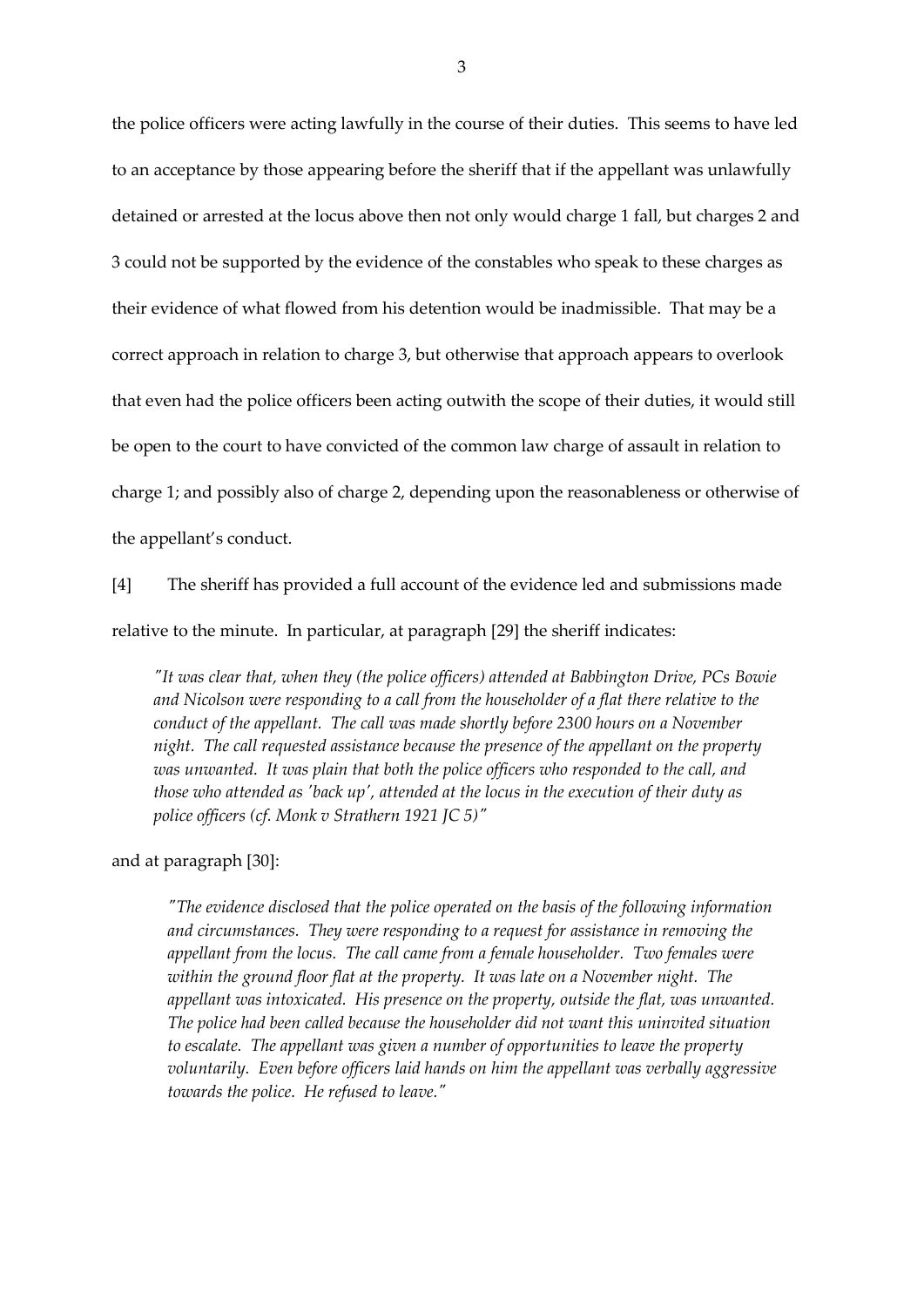the police officers were acting lawfully in the course of their duties. This seems to have led to an acceptance by those appearing before the sheriff that if the appellant was unlawfully detained or arrested at the locus above then not only would charge 1 fall, but charges 2 and 3 could not be supported by the evidence of the constables who speak to these charges as their evidence of what flowed from his detention would be inadmissible. That may be a correct approach in relation to charge 3, but otherwise that approach appears to overlook that even had the police officers been acting outwith the scope of their duties, it would still be open to the court to have convicted of the common law charge of assault in relation to charge 1; and possibly also of charge 2, depending upon the reasonableness or otherwise of the appellant's conduct.

[4] The sheriff has provided a full account of the evidence led and submissions made relative to the minute. In particular, at paragraph [29] the sheriff indicates:

> *"It was clear that, when they (the police officers) attended at Babbington Drive, PCs Bowie and Nicolson were responding to a call from the householder of a flat there relative to the conduct of the appellant. The call was made shortly before 2300 hours on a November night. The call requested assistance because the presence of the appellant on the property was unwanted. It was plain that both the police officers who responded to the call, and those who attended as 'back up', attended at the locus in the execution of their duty as police officers (cf. Monk v Strathern 1921 JC 5)"*

and at paragraph [30]:

> *"The evidence disclosed that the police operated on the basis of the following information and circumstances. They were responding to a request for assistance in removing the appellant from the locus. The call came from a female householder. Two females were within the ground floor flat at the property. It was late on a November night. The appellant was intoxicated. His presence on the property, outside the flat, was unwanted. The police had been called because the householder did not want this uninvited situation to escalate. The appellant was given a number of opportunities to leave the property voluntarily. Even before officers laid hands on him the appellant was verbally aggressive towards the police. He refused to leave."*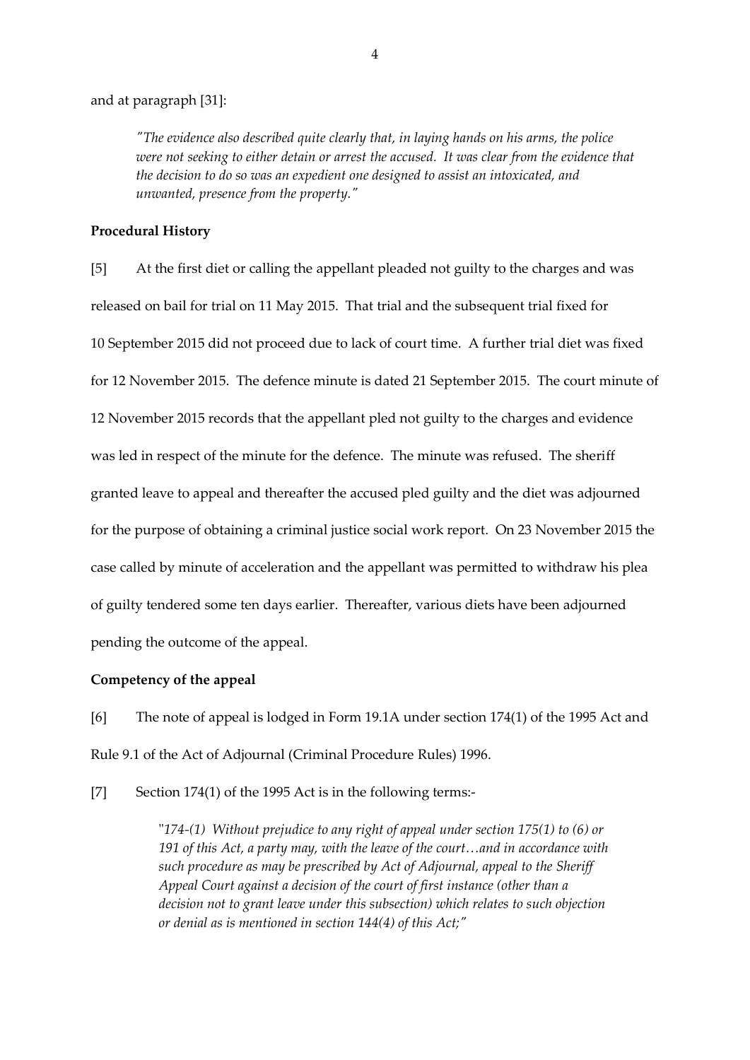and at paragraph [31]:

> *"The evidence also described quite clearly that, in laying hands on his arms, the police were not seeking to either detain or arrest the accused. It was clear from the evidence that the decision to do so was an expedient one designed to assist an intoxicated, and unwanted, presence from the property."*

**Procedural History**

[5] At the first diet or calling the appellant pleaded not guilty to the charges and was released on bail for trial on 11 May 2015. That trial and the subsequent trial fixed for 10 September 2015 did not proceed due to lack of court time. A further trial diet was fixed for 12 November 2015. The defence minute is dated 21 September 2015. The court minute of 12 November 2015 records that the appellant pled not guilty to the charges and evidence was led in respect of the minute for the defence. The minute was refused. The sheriff granted leave to appeal and thereafter the accused pled guilty and the diet was adjourned for the purpose of obtaining a criminal justice social work report. On 23 November 2015 the case called by minute of acceleration and the appellant was permitted to withdraw his plea of guilty tendered some ten days earlier. Thereafter, various diets have been adjourned pending the outcome of the appeal.

**Competency of the appeal**

[6] The note of appeal is lodged in Form 19.1A under section 174(1) of the 1995 Act and Rule 9.1 of the Act of Adjournal (Criminal Procedure Rules) 1996.

[7] Section 174(1) of the 1995 Act is in the following terms:-

> *"174-(1) Without prejudice to any right of appeal under section 175(1) to (6) or 191 of this Act, a party may, with the leave of the court…and in accordance with such procedure as may be prescribed by Act of Adjournal, appeal to the Sheriff Appeal Court against a decision of the court of first instance (other than a decision not to grant leave under this subsection) which relates to such objection or denial as is mentioned in section 144(4) of this Act;"*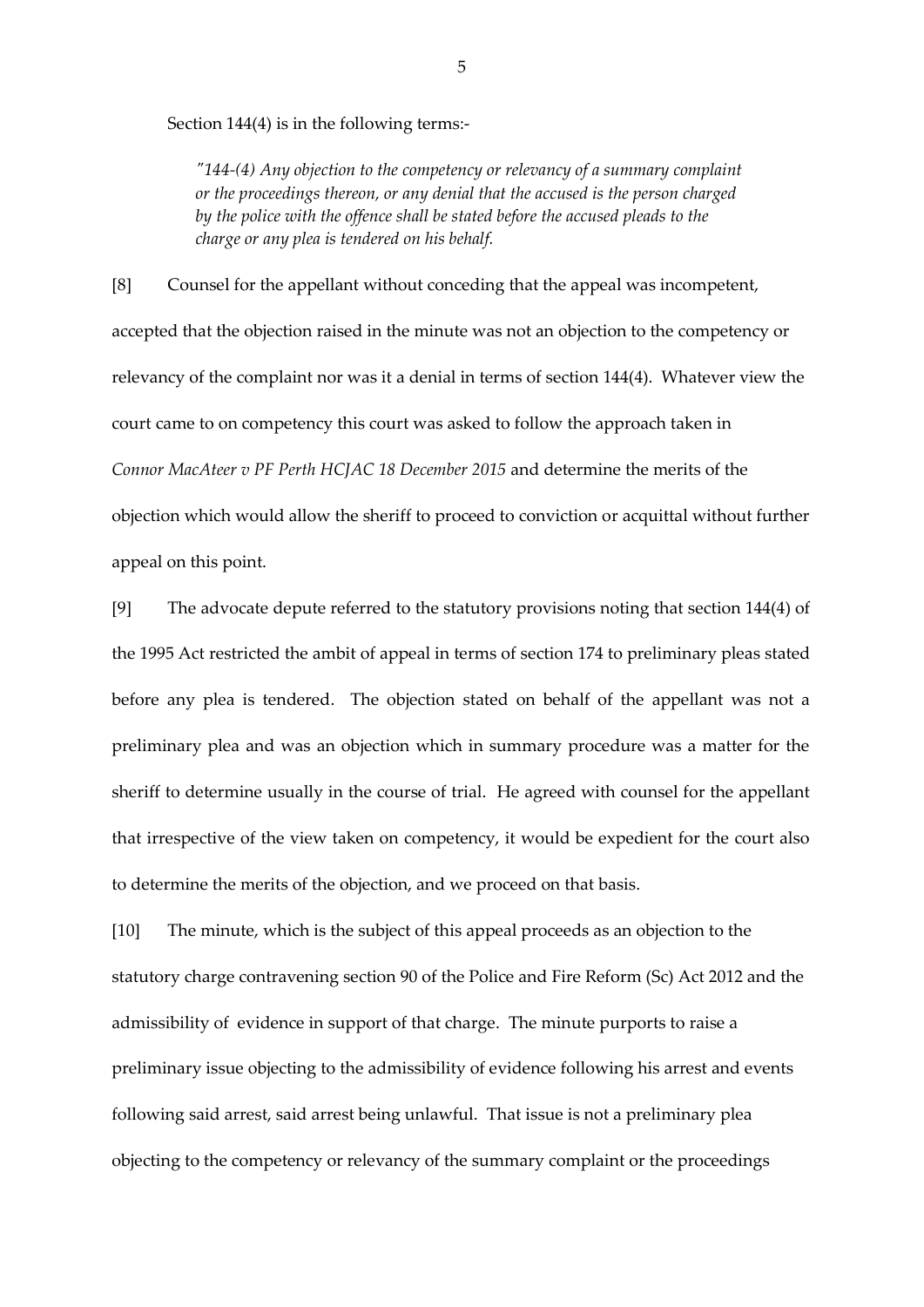Section 144(4) is in the following terms:-

> *"144-(4) Any objection to the competency or relevancy of a summary complaint or the proceedings thereon, or any denial that the accused is the person charged by the police with the offence shall be stated before the accused pleads to the charge or any plea is tendered on his behalf.*

[8] Counsel for the appellant without conceding that the appeal was incompetent, accepted that the objection raised in the minute was not an objection to the competency or relevancy of the complaint nor was it a denial in terms of section 144(4). Whatever view the court came to on competency this court was asked to follow the approach taken in *Connor MacAteer v PF Perth HCJAC 18 December 2015* and determine the merits of the objection which would allow the sheriff to proceed to conviction or acquittal without further appeal on this point.

[9] The advocate depute referred to the statutory provisions noting that section 144(4) of the 1995 Act restricted the ambit of appeal in terms of section 174 to preliminary pleas stated before any plea is tendered. The objection stated on behalf of the appellant was not a preliminary plea and was an objection which in summary procedure was a matter for the sheriff to determine usually in the course of trial. He agreed with counsel for the appellant that irrespective of the view taken on competency, it would be expedient for the court also to determine the merits of the objection, and we proceed on that basis.

[10] The minute, which is the subject of this appeal proceeds as an objection to the statutory charge contravening section 90 of the Police and Fire Reform (Sc) Act 2012 and the admissibility of evidence in support of that charge. The minute purports to raise a preliminary issue objecting to the admissibility of evidence following his arrest and events following said arrest, said arrest being unlawful. That issue is not a preliminary plea objecting to the competency or relevancy of the summary complaint or the proceedings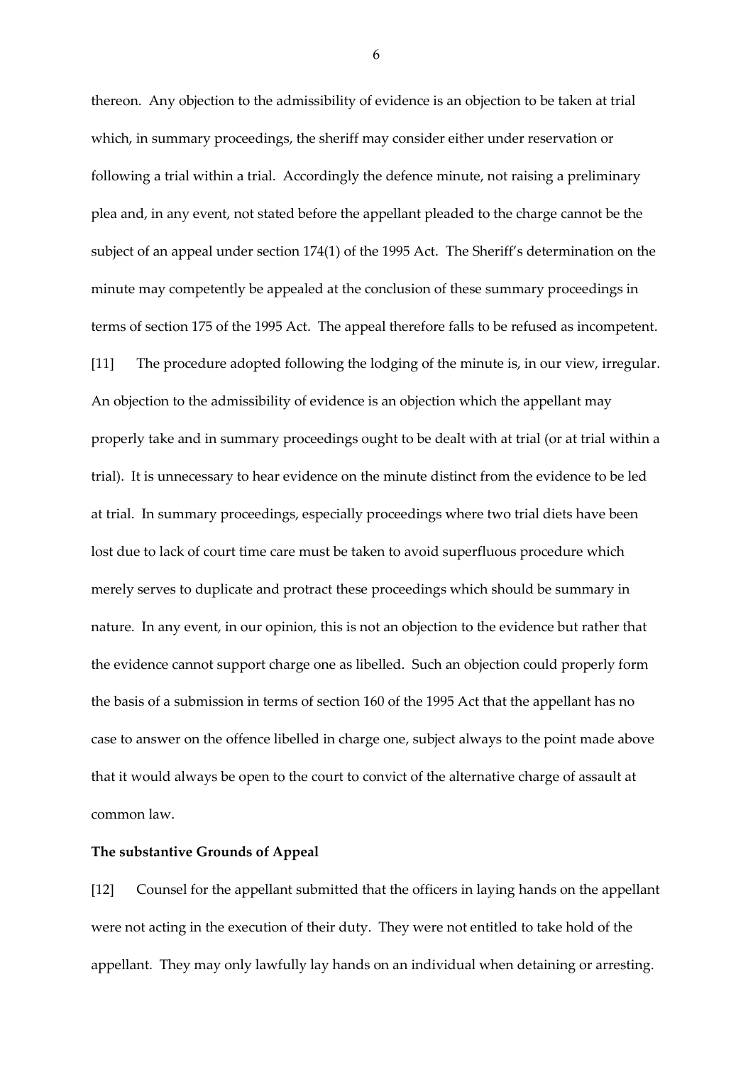thereon. Any objection to the admissibility of evidence is an objection to be taken at trial which, in summary proceedings, the sheriff may consider either under reservation or following a trial within a trial. Accordingly the defence minute, not raising a preliminary plea and, in any event, not stated before the appellant pleaded to the charge cannot be the subject of an appeal under section 174(1) of the 1995 Act. The Sheriff's determination on the minute may competently be appealed at the conclusion of these summary proceedings in terms of section 175 of the 1995 Act. The appeal therefore falls to be refused as incompetent.

[11] The procedure adopted following the lodging of the minute is, in our view, irregular. An objection to the admissibility of evidence is an objection which the appellant may properly take and in summary proceedings ought to be dealt with at trial (or at trial within a trial). It is unnecessary to hear evidence on the minute distinct from the evidence to be led at trial. In summary proceedings, especially proceedings where two trial diets have been lost due to lack of court time care must be taken to avoid superfluous procedure which merely serves to duplicate and protract these proceedings which should be summary in nature. In any event, in our opinion, this is not an objection to the evidence but rather that the evidence cannot support charge one as libelled. Such an objection could properly form the basis of a submission in terms of section 160 of the 1995 Act that the appellant has no case to answer on the offence libelled in charge one, subject always to the point made above that it would always be open to the court to convict of the alternative charge of assault at common law.

**The substantive Grounds of Appeal**

[12] Counsel for the appellant submitted that the officers in laying hands on the appellant were not acting in the execution of their duty. They were not entitled to take hold of the appellant. They may only lawfully lay hands on an individual when detaining or arresting.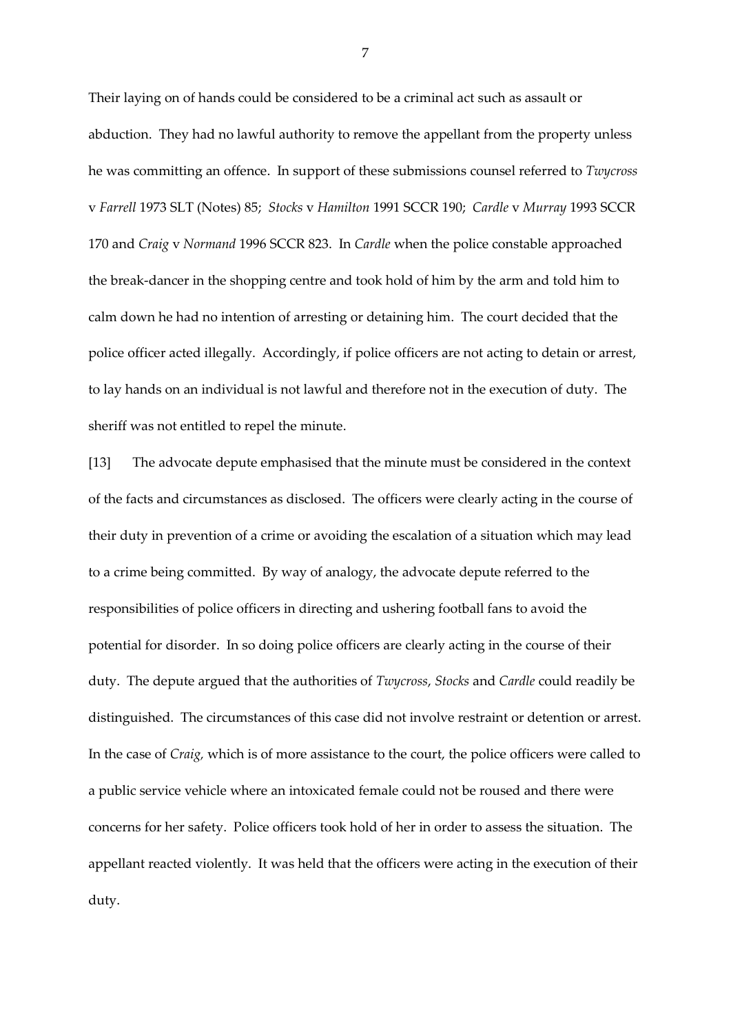Their laying on of hands could be considered to be a criminal act such as assault or abduction. They had no lawful authority to remove the appellant from the property unless he was committing an offence. In support of these submissions counsel referred to *Twycross* v *Farrell* 1973 SLT (Notes) 85; *Stocks* v *Hamilton* 1991 SCCR 190; *Cardle* v *Murray* 1993 SCCR 170 and *Craig* v *Normand* 1996 SCCR 823. In *Cardle* when the police constable approached the break-dancer in the shopping centre and took hold of him by the arm and told him to calm down he had no intention of arresting or detaining him. The court decided that the police officer acted illegally. Accordingly, if police officers are not acting to detain or arrest, to lay hands on an individual is not lawful and therefore not in the execution of duty. The sheriff was not entitled to repel the minute.

[13] The advocate depute emphasised that the minute must be considered in the context of the facts and circumstances as disclosed. The officers were clearly acting in the course of their duty in prevention of a crime or avoiding the escalation of a situation which may lead to a crime being committed. By way of analogy, the advocate depute referred to the responsibilities of police officers in directing and ushering football fans to avoid the potential for disorder. In so doing police officers are clearly acting in the course of their duty. The depute argued that the authorities of *Twycross*, *Stocks* and *Cardle* could readily be distinguished. The circumstances of this case did not involve restraint or detention or arrest. In the case of *Craig*, which is of more assistance to the court, the police officers were called to a public service vehicle where an intoxicated female could not be roused and there were concerns for her safety. Police officers took hold of her in order to assess the situation. The appellant reacted violently. It was held that the officers were acting in the execution of their duty.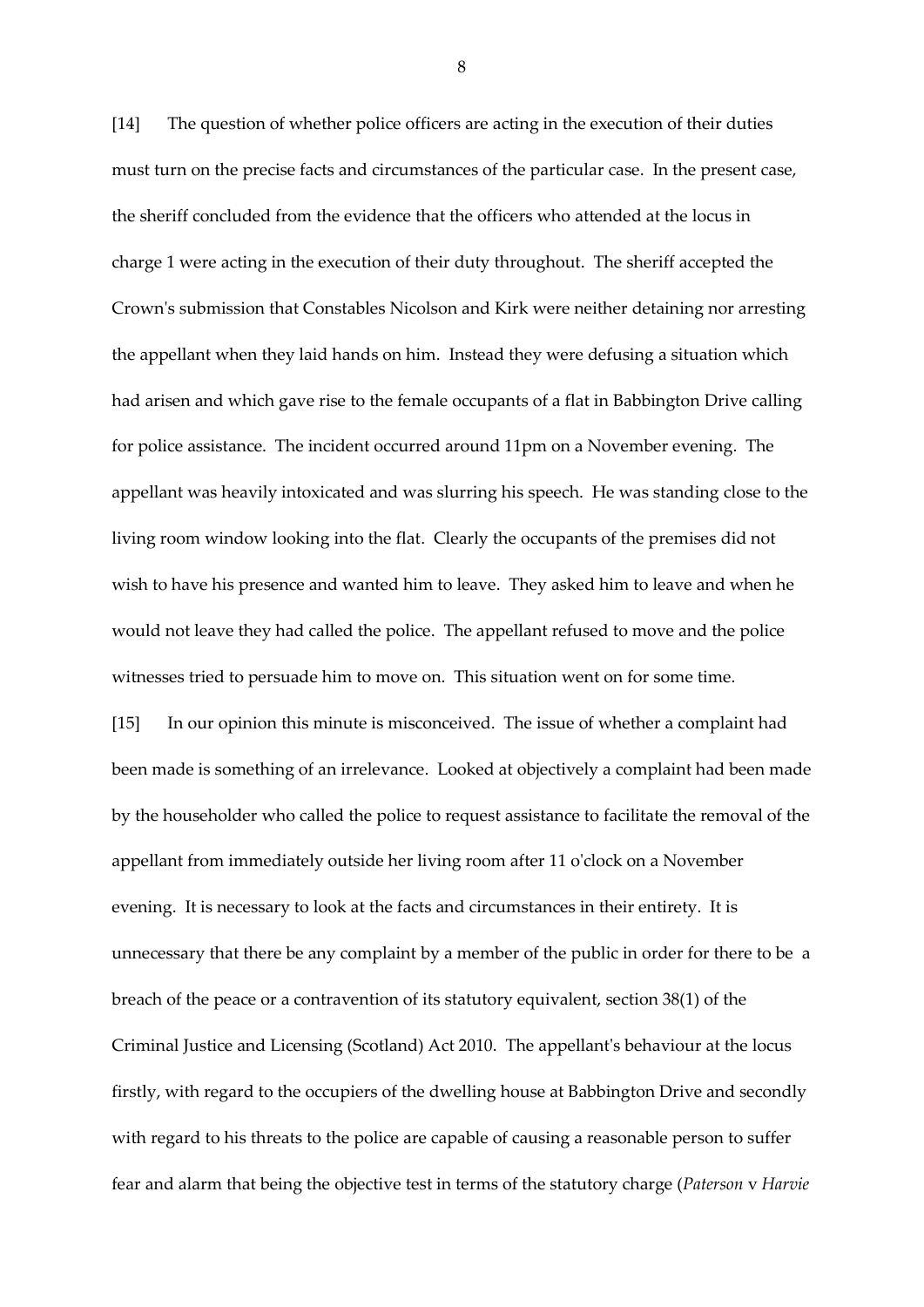[14] The question of whether police officers are acting in the execution of their duties must turn on the precise facts and circumstances of the particular case. In the present case, the sheriff concluded from the evidence that the officers who attended at the locus in charge 1 were acting in the execution of their duty throughout. The sheriff accepted the Crown's submission that Constables Nicolson and Kirk were neither detaining nor arresting the appellant when they laid hands on him. Instead they were defusing a situation which had arisen and which gave rise to the female occupants of a flat in Babbington Drive calling for police assistance. The incident occurred around 11pm on a November evening. The appellant was heavily intoxicated and was slurring his speech. He was standing close to the living room window looking into the flat. Clearly the occupants of the premises did not wish to have his presence and wanted him to leave. They asked him to leave and when he would not leave they had called the police. The appellant refused to move and the police witnesses tried to persuade him to move on. This situation went on for some time.

[15] In our opinion this minute is misconceived. The issue of whether a complaint had been made is something of an irrelevance. Looked at objectively a complaint had been made by the householder who called the police to request assistance to facilitate the removal of the appellant from immediately outside her living room after 11 o'clock on a November evening. It is necessary to look at the facts and circumstances in their entirety. It is unnecessary that there be any complaint by a member of the public in order for there to be a breach of the peace or a contravention of its statutory equivalent, section 38(1) of the Criminal Justice and Licensing (Scotland) Act 2010. The appellant's behaviour at the locus firstly, with regard to the occupiers of the dwelling house at Babbington Drive and secondly with regard to his threats to the police are capable of causing a reasonable person to suffer fear and alarm that being the objective test in terms of the statutory charge (*Paterson* v *Harvie*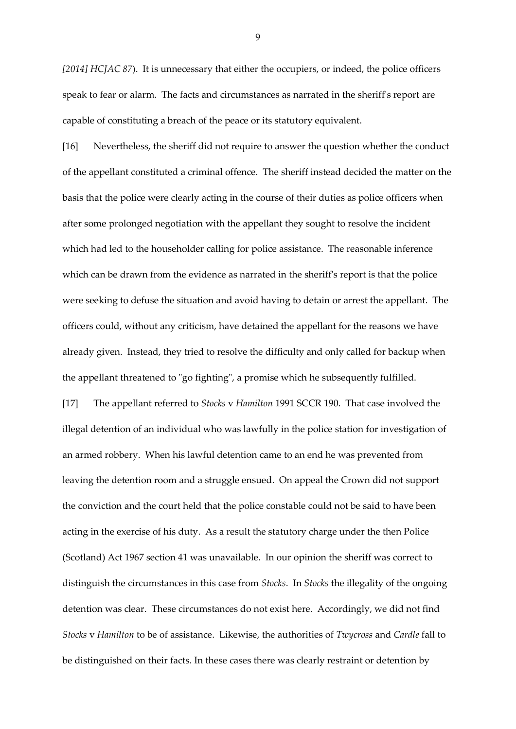*[2014] HCJAC 87*). It is unnecessary that either the occupiers, or indeed, the police officers speak to fear or alarm. The facts and circumstances as narrated in the sheriff's report are capable of constituting a breach of the peace or its statutory equivalent.

[16] Nevertheless, the sheriff did not require to answer the question whether the conduct of the appellant constituted a criminal offence. The sheriff instead decided the matter on the basis that the police were clearly acting in the course of their duties as police officers when after some prolonged negotiation with the appellant they sought to resolve the incident which had led to the householder calling for police assistance. The reasonable inference which can be drawn from the evidence as narrated in the sheriff's report is that the police were seeking to defuse the situation and avoid having to detain or arrest the appellant. The officers could, without any criticism, have detained the appellant for the reasons we have already given. Instead, they tried to resolve the difficulty and only called for backup when the appellant threatened to "go fighting", a promise which he subsequently fulfilled.

[17] The appellant referred to *Stocks* v *Hamilton* 1991 SCCR 190. That case involved the illegal detention of an individual who was lawfully in the police station for investigation of an armed robbery. When his lawful detention came to an end he was prevented from leaving the detention room and a struggle ensued. On appeal the Crown did not support the conviction and the court held that the police constable could not be said to have been acting in the exercise of his duty. As a result the statutory charge under the then Police (Scotland) Act 1967 section 41 was unavailable. In our opinion the sheriff was correct to distinguish the circumstances in this case from *Stocks*. In *Stocks* the illegality of the ongoing detention was clear. These circumstances do not exist here. Accordingly, we did not find *Stocks* v *Hamilton* to be of assistance. Likewise, the authorities of *Twycross* and *Cardle* fall to be distinguished on their facts. In these cases there was clearly restraint or detention by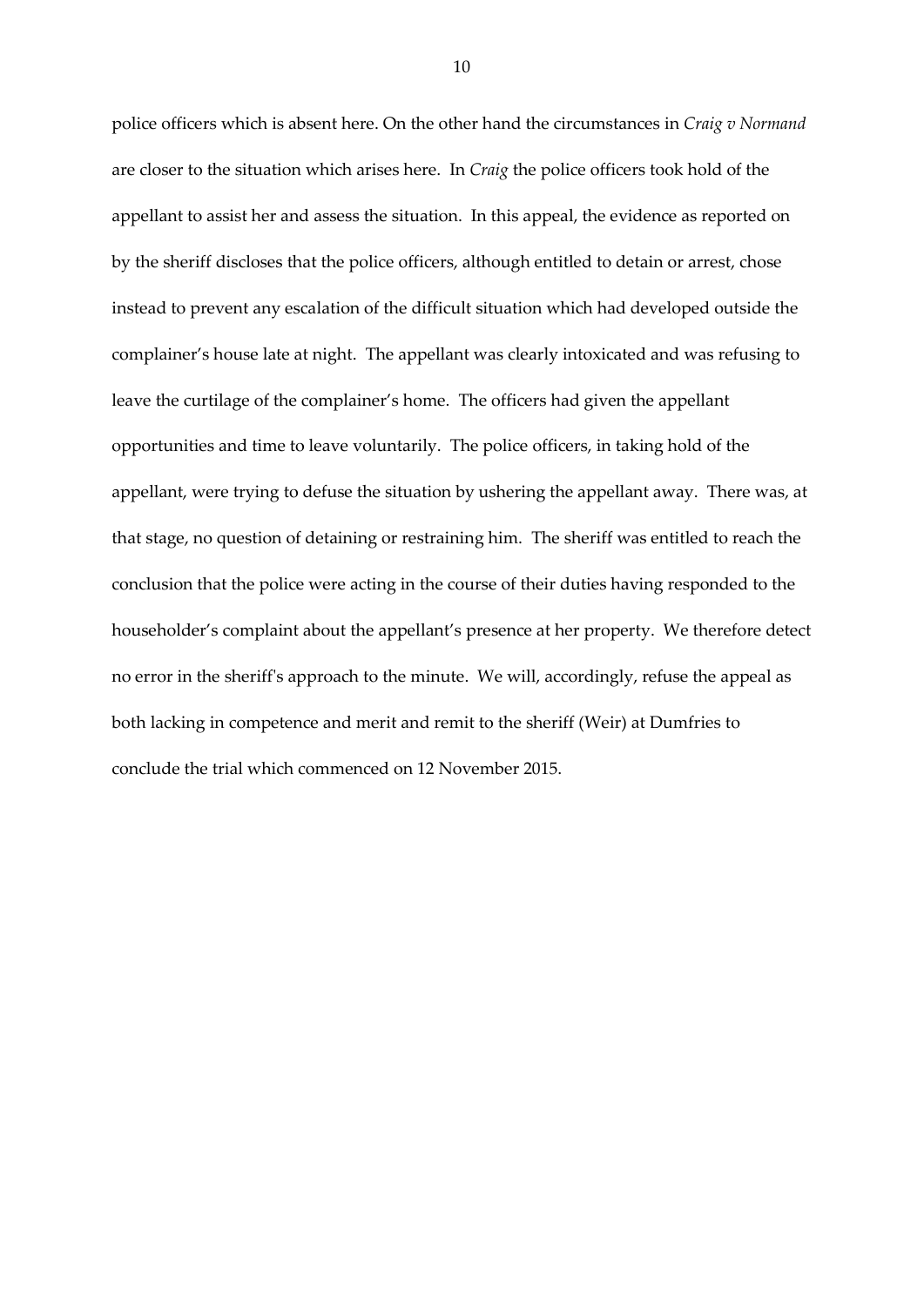police officers which is absent here. On the other hand the circumstances in *Craig v Normand* are closer to the situation which arises here. In *Craig* the police officers took hold of the appellant to assist her and assess the situation. In this appeal, the evidence as reported on by the sheriff discloses that the police officers, although entitled to detain or arrest, chose instead to prevent any escalation of the difficult situation which had developed outside the complainer's house late at night. The appellant was clearly intoxicated and was refusing to leave the curtilage of the complainer's home. The officers had given the appellant opportunities and time to leave voluntarily. The police officers, in taking hold of the appellant, were trying to defuse the situation by ushering the appellant away. There was, at that stage, no question of detaining or restraining him. The sheriff was entitled to reach the conclusion that the police were acting in the course of their duties having responded to the householder's complaint about the appellant's presence at her property. We therefore detect no error in the sheriff's approach to the minute. We will, accordingly, refuse the appeal as both lacking in competence and merit and remit to the sheriff (Weir) at Dumfries to conclude the trial which commenced on 12 November 2015.